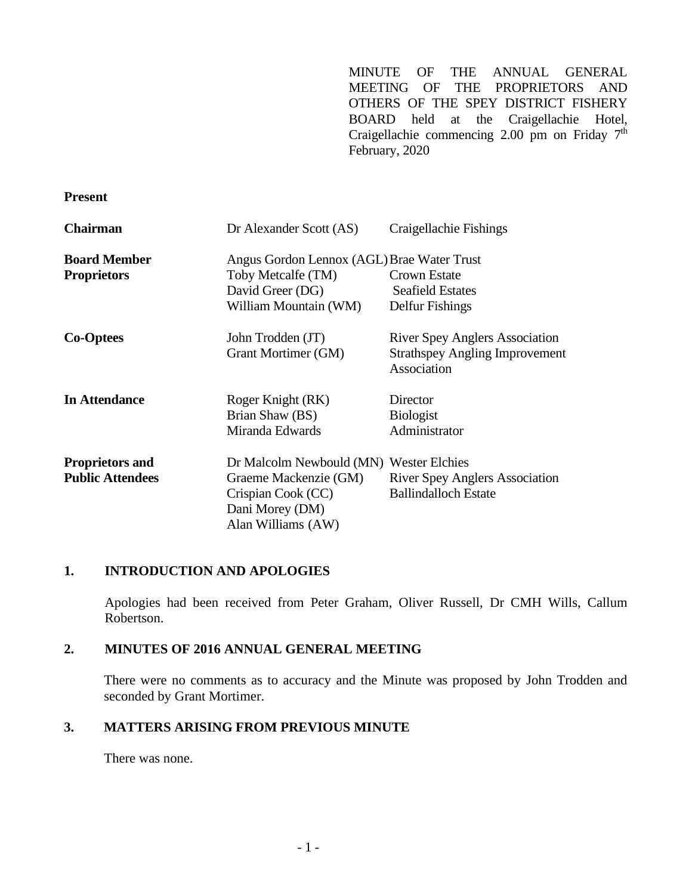MINUTE OF THE ANNUAL GENERAL MEETING OF THE PROPRIETORS AND OTHERS OF THE SPEY DISTRICT FISHERY BOARD held at the Craigellachie Hotel, Craigellachie commencing 2.00 pm on Friday 7th February, 2020

**Present**

| | | |
|---|---|---|
| **Chairman** | Dr Alexander Scott (AS) | Craigellachie Fishings |
| **Board Member Proprietors** | Angus Gordon Lennox (AGL) | Brae Water Trust |
| | Toby Metcalfe (TM) | Crown Estate |
| | David Greer (DG) | Seafield Estates |
| | William Mountain (WM) | Delfur Fishings |
| **Co-Optees** | John Trodden (JT) | River Spey Anglers Association |
| | Grant Mortimer (GM) | Strathspey Angling Improvement Association |
| **In Attendance** | Roger Knight (RK) | Director |
| | Brian Shaw (BS) | Biologist |
| | Miranda Edwards | Administrator |
| **Proprietors and Public Attendees** | Dr Malcolm Newbould (MN) | Wester Elchies |
| | Graeme Mackenzie (GM) | River Spey Anglers Association |
| | Crispian Cook (CC) | Ballindalloch Estate |
| | Dani Morey (DM) | |
| | Alan Williams (AW) | |

## 1. INTRODUCTION AND APOLOGIES

Apologies had been received from Peter Graham, Oliver Russell, Dr CMH Wills, Callum Robertson.

## 2. MINUTES OF 2016 ANNUAL GENERAL MEETING

There were no comments as to accuracy and the Minute was proposed by John Trodden and seconded by Grant Mortimer.

## 3. MATTERS ARISING FROM PREVIOUS MINUTE

There was none.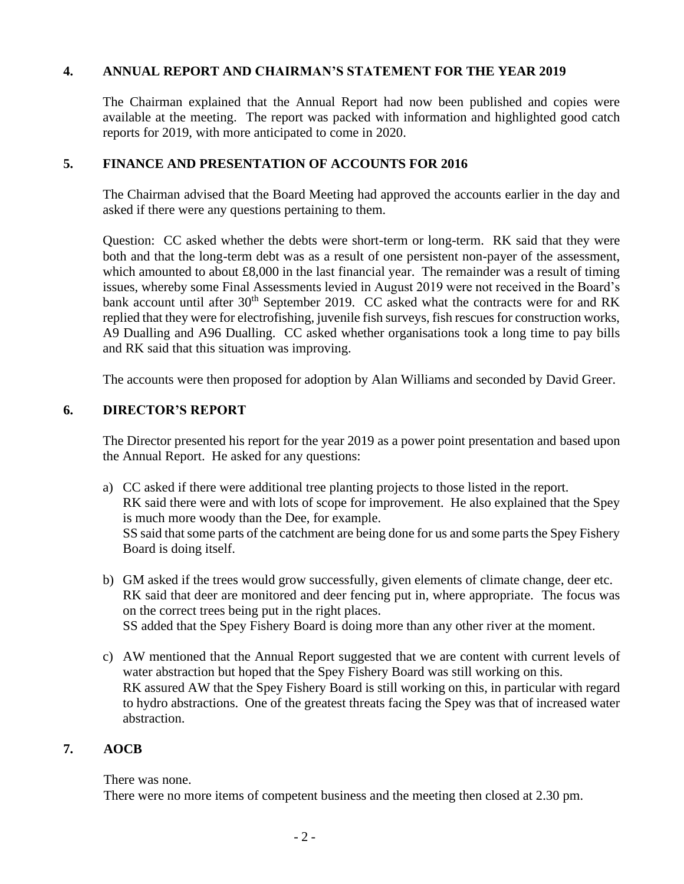## 4. ANNUAL REPORT AND CHAIRMAN'S STATEMENT FOR THE YEAR 2019

The Chairman explained that the Annual Report had now been published and copies were available at the meeting. The report was packed with information and highlighted good catch reports for 2019, with more anticipated to come in 2020.

## 5. FINANCE AND PRESENTATION OF ACCOUNTS FOR 2016

The Chairman advised that the Board Meeting had approved the accounts earlier in the day and asked if there were any questions pertaining to them.

Question: CC asked whether the debts were short-term or long-term. RK said that they were both and that the long-term debt was as a result of one persistent non-payer of the assessment, which amounted to about £8,000 in the last financial year. The remainder was a result of timing issues, whereby some Final Assessments levied in August 2019 were not received in the Board's bank account until after 30th September 2019. CC asked what the contracts were for and RK replied that they were for electrofishing, juvenile fish surveys, fish rescues for construction works, A9 Dualling and A96 Dualling. CC asked whether organisations took a long time to pay bills and RK said that this situation was improving.

The accounts were then proposed for adoption by Alan Williams and seconded by David Greer.

## 6. DIRECTOR'S REPORT

The Director presented his report for the year 2019 as a power point presentation and based upon the Annual Report. He asked for any questions:

a) CC asked if there were additional tree planting projects to those listed in the report.
   RK said there were and with lots of scope for improvement. He also explained that the Spey is much more woody than the Dee, for example.
   SS said that some parts of the catchment are being done for us and some parts the Spey Fishery Board is doing itself.

b) GM asked if the trees would grow successfully, given elements of climate change, deer etc.
   RK said that deer are monitored and deer fencing put in, where appropriate. The focus was on the correct trees being put in the right places.
   SS added that the Spey Fishery Board is doing more than any other river at the moment.

c) AW mentioned that the Annual Report suggested that we are content with current levels of water abstraction but hoped that the Spey Fishery Board was still working on this.
   RK assured AW that the Spey Fishery Board is still working on this, in particular with regard to hydro abstractions. One of the greatest threats facing the Spey was that of increased water abstraction.

## 7. AOCB

There was none.
There were no more items of competent business and the meeting then closed at 2.30 pm.